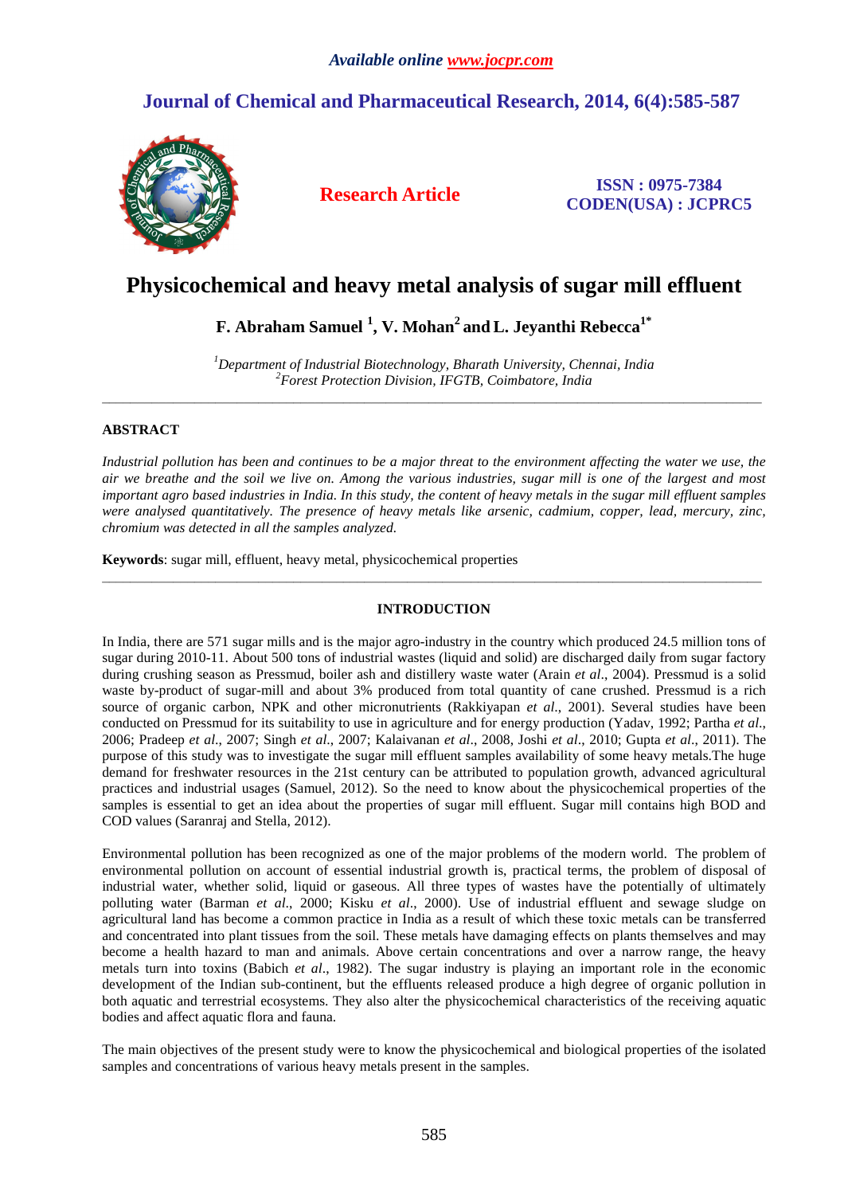# Physicochemical and heavy metal analysis of sugar mill effluent

**F. Abraham Samuel [1], V. Mohan[2] and L. Jeyanthi Rebecca[1*]**

[1]*Department of Industrial Biotechnology, Bharath University, Chennai, India*
[2]*Forest Protection Division, IFGTB, Coimbatore, India*

---

## ABSTRACT

*Industrial pollution has been and continues to be a major threat to the environment affecting the water we use, the air we breathe and the soil we live on. Among the various industries, sugar mill is one of the largest and most important agro based industries in India. In this study, the content of heavy metals in the sugar mill effluent samples were analysed quantitatively. The presence of heavy metals like arsenic, cadmium, copper, lead, mercury, zinc, chromium was detected in all the samples analyzed.*

**Keywords**: sugar mill, effluent, heavy metal, physicochemical properties

---

## INTRODUCTION

In India, there are 571 sugar mills and is the major agro-industry in the country which produced 24.5 million tons of sugar during 2010-11. About 500 tons of industrial wastes (liquid and solid) are discharged daily from sugar factory during crushing season as Pressmud, boiler ash and distillery waste water (Arain *et al*., 2004). Pressmud is a solid waste by-product of sugar-mill and about 3% produced from total quantity of cane crushed. Pressmud is a rich source of organic carbon, NPK and other micronutrients (Rakkiyapan *et al*., 2001). Several studies have been conducted on Pressmud for its suitability to use in agriculture and for energy production (Yadav, 1992; Partha *et al.*, 2006; Pradeep *et al.*, 2007; Singh *et al.*, 2007; Kalaivanan *et al*., 2008, Joshi *et al*., 2010; Gupta *et al*., 2011). The purpose of this study was to investigate the sugar mill effluent samples availability of some heavy metals.The huge demand for freshwater resources in the 21st century can be attributed to population growth, advanced agricultural practices and industrial usages (Samuel, 2012). So the need to know about the physicochemical properties of the samples is essential to get an idea about the properties of sugar mill effluent. Sugar mill contains high BOD and COD values (Saranraj and Stella, 2012).

Environmental pollution has been recognized as one of the major problems of the modern world. The problem of environmental pollution on account of essential industrial growth is, practical terms, the problem of disposal of industrial water, whether solid, liquid or gaseous. All three types of wastes have the potentially of ultimately polluting water (Barman *et al*., 2000; Kisku *et al*., 2000). Use of industrial effluent and sewage sludge on agricultural land has become a common practice in India as a result of which these toxic metals can be transferred and concentrated into plant tissues from the soil. These metals have damaging effects on plants themselves and may become a health hazard to man and animals. Above certain concentrations and over a narrow range, the heavy metals turn into toxins (Babich *et al*., 1982). The sugar industry is playing an important role in the economic development of the Indian sub-continent, but the effluents released produce a high degree of organic pollution in both aquatic and terrestrial ecosystems. They also alter the physicochemical characteristics of the receiving aquatic bodies and affect aquatic flora and fauna.

The main objectives of the present study were to know the physicochemical and biological properties of the isolated samples and concentrations of various heavy metals present in the samples.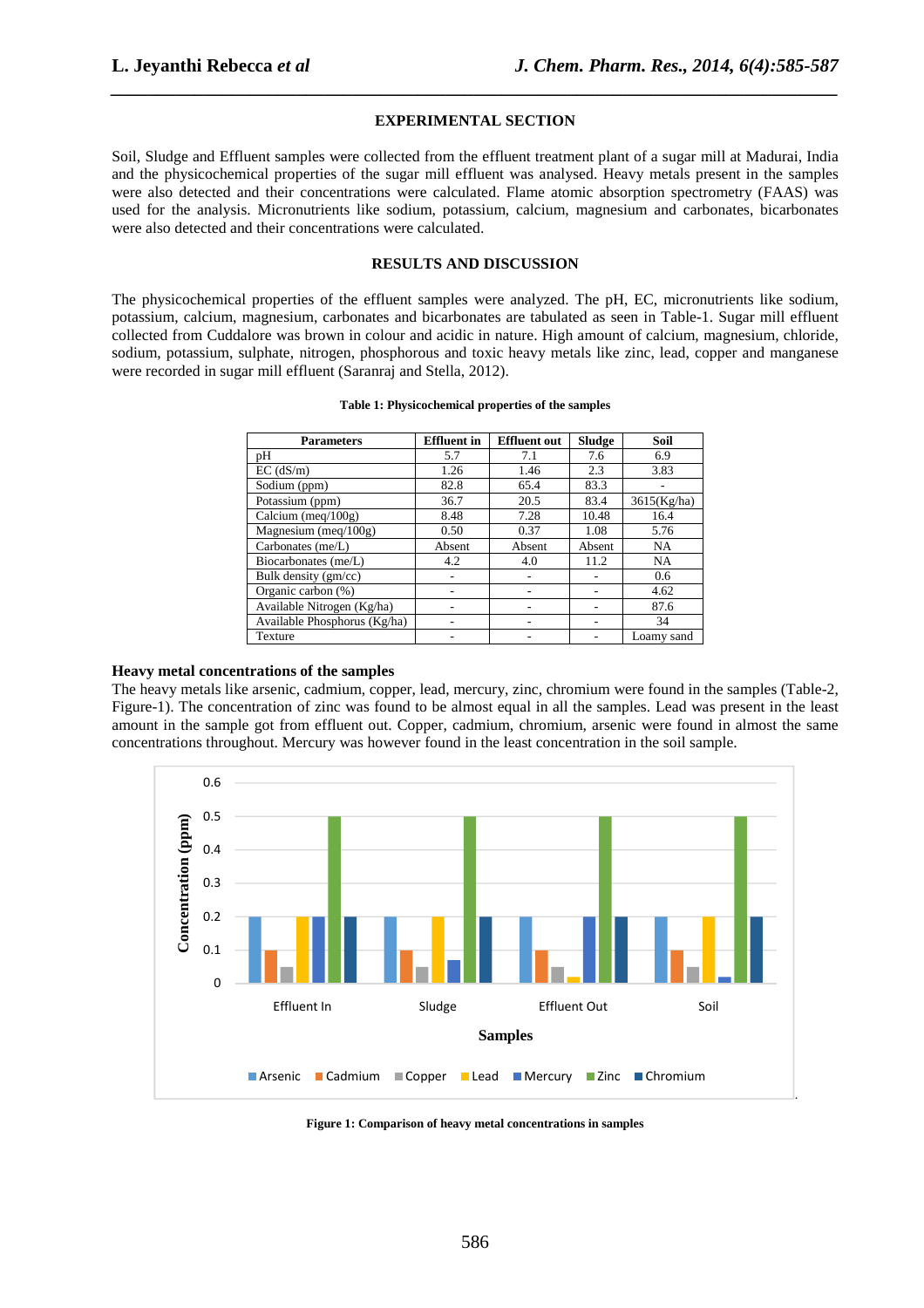## EXPERIMENTAL SECTION

Soil, Sludge and Effluent samples were collected from the effluent treatment plant of a sugar mill at Madurai, India and the physicochemical properties of the sugar mill effluent was analysed. Heavy metals present in the samples were also detected and their concentrations were calculated. Flame atomic absorption spectrometry (FAAS) was used for the analysis. Micronutrients like sodium, potassium, calcium, magnesium and carbonates, bicarbonates were also detected and their concentrations were calculated.

## RESULTS AND DISCUSSION

The physicochemical properties of the effluent samples were analyzed. The pH, EC, micronutrients like sodium, potassium, calcium, magnesium, carbonates and bicarbonates are tabulated as seen in Table-1. Sugar mill effluent collected from Cuddalore was brown in colour and acidic in nature. High amount of calcium, magnesium, chloride, sodium, potassium, sulphate, nitrogen, phosphorous and toxic heavy metals like zinc, lead, copper and manganese were recorded in sugar mill effluent (Saranraj and Stella, 2012).

**Table 1: Physicochemical properties of the samples**

| Parameters | Effluent in | Effluent out | Sludge | Soil |
|---|---|---|---|---|
| pH | 5.7 | 7.1 | 7.6 | 6.9 |
| EC (dS/m) | 1.26 | 1.46 | 2.3 | 3.83 |
| Sodium (ppm) | 82.8 | 65.4 | 83.3 | - |
| Potassium (ppm) | 36.7 | 20.5 | 83.4 | 3615(Kg/ha) |
| Calcium (meq/100g) | 8.48 | 7.28 | 10.48 | 16.4 |
| Magnesium (meq/100g) | 0.50 | 0.37 | 1.08 | 5.76 |
| Carbonates (me/L) | Absent | Absent | Absent | NA |
| Biocarbonates (me/L) | 4.2 | 4.0 | 11.2 | NA |
| Bulk density (gm/cc) | - | - | - | 0.6 |
| Organic carbon (%) | - | - | - | 4.62 |
| Available Nitrogen (Kg/ha) | - | - | - | 87.6 |
| Available Phosphorus (Kg/ha) | - | - | - | 34 |
| Texture | - | - | - | Loamy sand |

### Heavy metal concentrations of the samples

The heavy metals like arsenic, cadmium, copper, lead, mercury, zinc, chromium were found in the samples (Table-2, Figure-1). The concentration of zinc was found to be almost equal in all the samples. Lead was present in the least amount in the sample got from effluent out. Copper, cadmium, chromium, arsenic were found in almost the same concentrations throughout. Mercury was however found in the least concentration in the soil sample.

**Figure 1: Comparison of heavy metal concentrations in samples**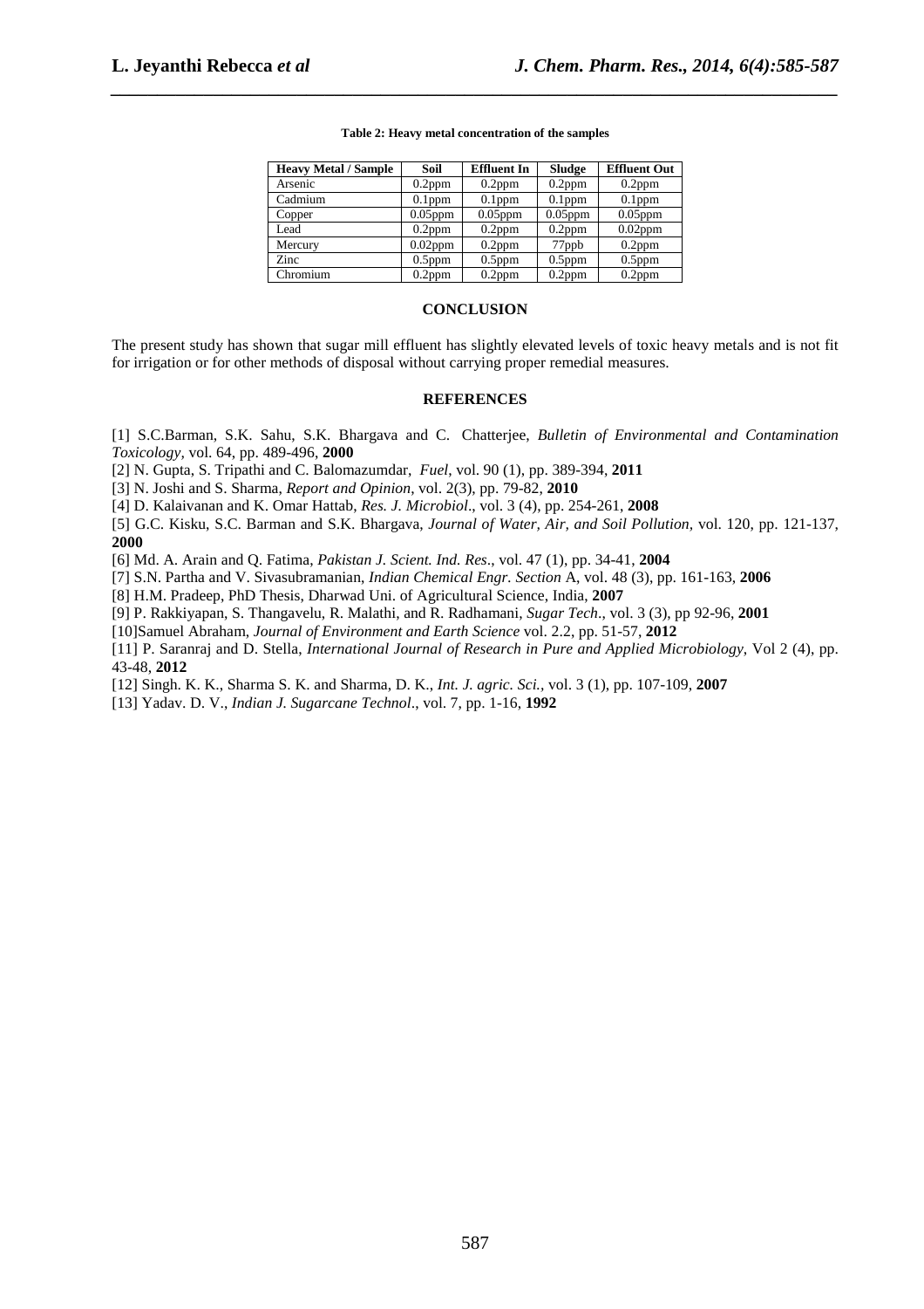**Table 2: Heavy metal concentration of the samples**

| Heavy Metal / Sample | Soil | Effluent In | Sludge | Effluent Out |
|---|---|---|---|---|
| Arsenic | 0.2ppm | 0.2ppm | 0.2ppm | 0.2ppm |
| Cadmium | 0.1ppm | 0.1ppm | 0.1ppm | 0.1ppm |
| Copper | 0.05ppm | 0.05ppm | 0.05ppm | 0.05ppm |
| Lead | 0.2ppm | 0.2ppm | 0.2ppm | 0.02ppm |
| Mercury | 0.02ppm | 0.2ppm | 77ppb | 0.2ppm |
| Zinc | 0.5ppm | 0.5ppm | 0.5ppm | 0.5ppm |
| Chromium | 0.2ppm | 0.2ppm | 0.2ppm | 0.2ppm |

## CONCLUSION

The present study has shown that sugar mill effluent has slightly elevated levels of toxic heavy metals and is not fit for irrigation or for other methods of disposal without carrying proper remedial measures.

## REFERENCES

[1] S.C.Barman, S.K. Sahu, S.K. Bhargava and C. Chatterjee, *Bulletin of Environmental and Contamination Toxicology*, vol. 64, pp. 489-496, **2000**

[2] N. Gupta, S. Tripathi and C. Balomazumdar, *Fuel*, vol. 90 (1), pp. 389-394, **2011**

[3] N. Joshi and S. Sharma, *Report and Opinion*, vol. 2(3), pp. 79-82, **2010**

[4] D. Kalaivanan and K. Omar Hattab, *Res. J. Microbiol*., vol. 3 (4), pp. 254-261, **2008**

[5] G.C. Kisku, S.C. Barman and S.K. Bhargava, *Journal of Water, Air, and Soil Pollution,* vol. 120, pp. 121-137, **2000**

[6] Md. A. Arain and Q. Fatima, *Pakistan J. Scient. Ind. Res*., vol. 47 (1), pp. 34-41, **2004**

[7] S.N. Partha and V. Sivasubramanian, *Indian Chemical Engr. Section* A, vol. 48 (3), pp. 161-163, **2006**

[8] H.M. Pradeep, PhD Thesis, Dharwad Uni. of Agricultural Science, India, **2007**

[9] P. Rakkiyapan, S. Thangavelu, R. Malathi, and R. Radhamani, *Sugar Tech*., vol. 3 (3), pp 92-96, **2001**

[10]Samuel Abraham, *Journal of Environment and Earth Science* vol. 2.2, pp. 51-57, **2012**

[11] P. Saranraj and D. Stella, *International Journal of Research in Pure and Applied Microbiology*, Vol 2 (4), pp. 43-48, **2012**

[12] Singh. K. K., Sharma S. K. and Sharma, D. K., *Int. J. agric. Sci.,* vol. 3 (1), pp. 107-109, **2007**

[13] Yadav. D. V., *Indian J. Sugarcane Technol*., vol. 7, pp. 1-16, **1992**